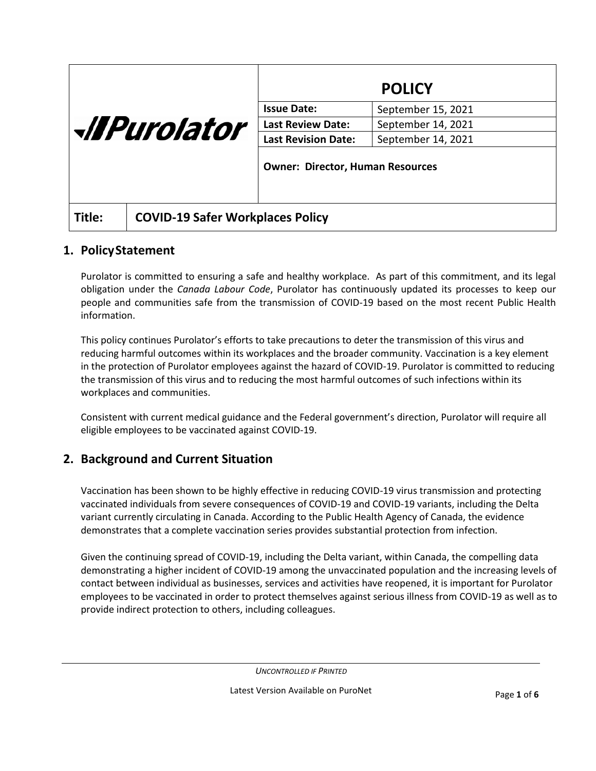| Purolator | POLICY | |
|---|---|---|
| | **Issue Date:** | September 15, 2021 |
| | **Last Review Date:** | September 14, 2021 |
| | **Last Revision Date:** | September 14, 2021 |
| | **Owner: Director, Human Resources** | |
| **Title:** | **COVID-19 Safer Workplaces Policy** | |

## 1. Policy Statement

Purolator is committed to ensuring a safe and healthy workplace. As part of this commitment, and its legal obligation under the *Canada Labour Code*, Purolator has continuously updated its processes to keep our people and communities safe from the transmission of COVID-19 based on the most recent Public Health information.

This policy continues Purolator's efforts to take precautions to deter the transmission of this virus and reducing harmful outcomes within its workplaces and the broader community. Vaccination is a key element in the protection of Purolator employees against the hazard of COVID-19. Purolator is committed to reducing the transmission of this virus and to reducing the most harmful outcomes of such infections within its workplaces and communities.

Consistent with current medical guidance and the Federal government's direction, Purolator will require all eligible employees to be vaccinated against COVID-19.

## 2. Background and Current Situation

Vaccination has been shown to be highly effective in reducing COVID-19 virus transmission and protecting vaccinated individuals from severe consequences of COVID-19 and COVID-19 variants, including the Delta variant currently circulating in Canada. According to the Public Health Agency of Canada, the evidence demonstrates that a complete vaccination series provides substantial protection from infection.

Given the continuing spread of COVID-19, including the Delta variant, within Canada, the compelling data demonstrating a higher incident of COVID-19 among the unvaccinated population and the increasing levels of contact between individual as businesses, services and activities have reopened, it is important for Purolator employees to be vaccinated in order to protect themselves against serious illness from COVID-19 as well as to provide indirect protection to others, including colleagues.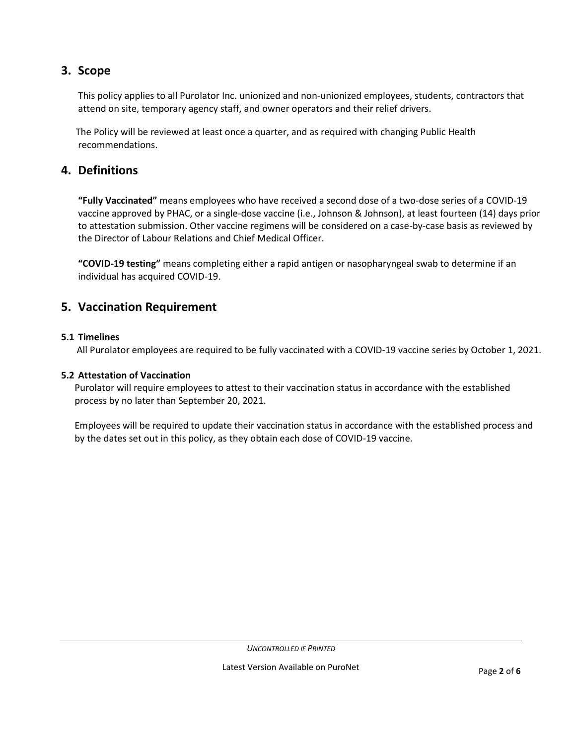## 3. Scope

This policy applies to all Purolator Inc. unionized and non-unionized employees, students, contractors that attend on site, temporary agency staff, and owner operators and their relief drivers.

The Policy will be reviewed at least once a quarter, and as required with changing Public Health recommendations.

## 4. Definitions

**"Fully Vaccinated"** means employees who have received a second dose of a two-dose series of a COVID-19 vaccine approved by PHAC, or a single-dose vaccine (i.e., Johnson & Johnson), at least fourteen (14) days prior to attestation submission. Other vaccine regimens will be considered on a case-by-case basis as reviewed by the Director of Labour Relations and Chief Medical Officer.

**"COVID-19 testing"** means completing either a rapid antigen or nasopharyngeal swab to determine if an individual has acquired COVID-19.

## 5. Vaccination Requirement

### 5.1 Timelines

All Purolator employees are required to be fully vaccinated with a COVID-19 vaccine series by October 1, 2021.

### 5.2 Attestation of Vaccination

Purolator will require employees to attest to their vaccination status in accordance with the established process by no later than September 20, 2021.

Employees will be required to update their vaccination status in accordance with the established process and by the dates set out in this policy, as they obtain each dose of COVID-19 vaccine.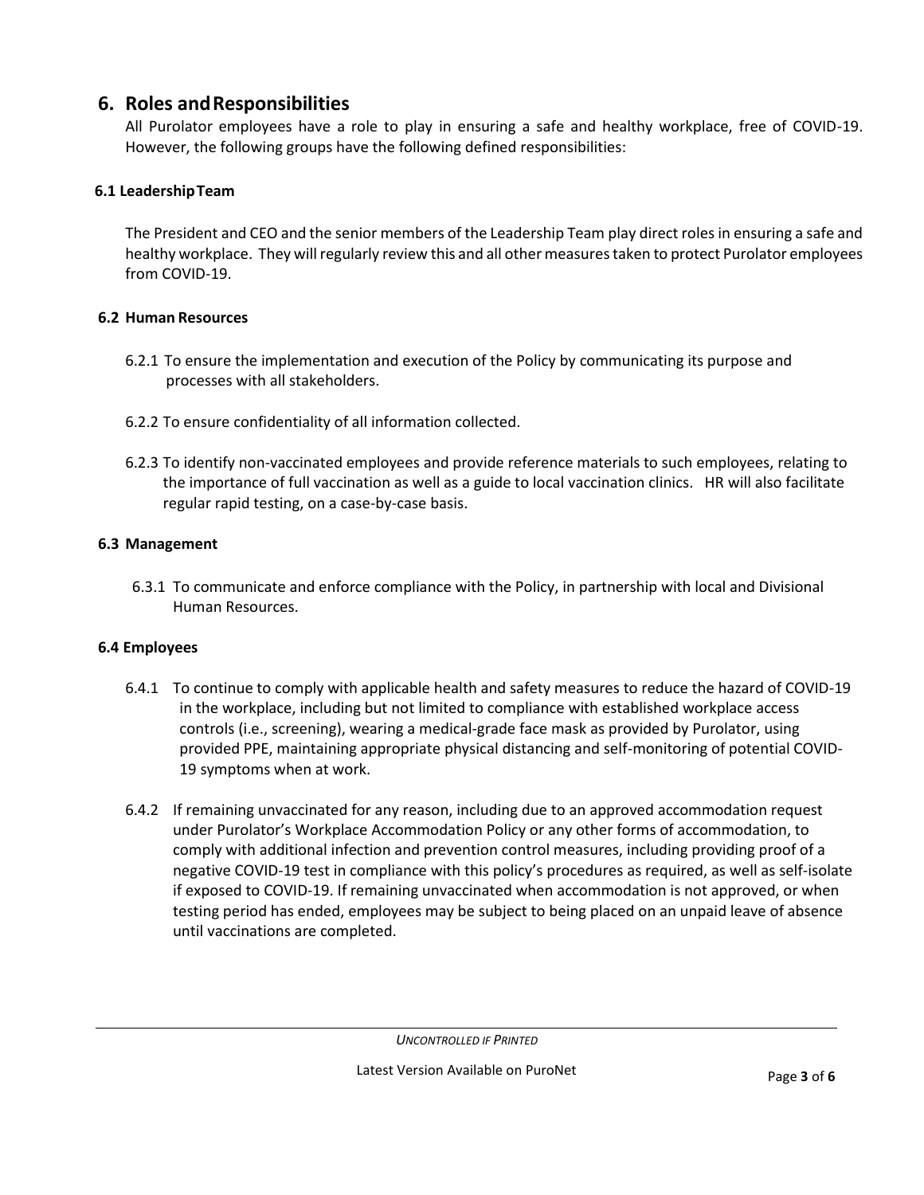## 6. Roles and Responsibilities

All Purolator employees have a role to play in ensuring a safe and healthy workplace, free of COVID-19. However, the following groups have the following defined responsibilities:

### 6.1 Leadership Team

The President and CEO and the senior members of the Leadership Team play direct roles in ensuring a safe and healthy workplace. They will regularly review this and all other measures taken to protect Purolator employees from COVID-19.

### 6.2 Human Resources

6.2.1 To ensure the implementation and execution of the Policy by communicating its purpose and processes with all stakeholders.

6.2.2 To ensure confidentiality of all information collected.

6.2.3 To identify non-vaccinated employees and provide reference materials to such employees, relating to the importance of full vaccination as well as a guide to local vaccination clinics. HR will also facilitate regular rapid testing, on a case-by-case basis.

### 6.3 Management

6.3.1 To communicate and enforce compliance with the Policy, in partnership with local and Divisional Human Resources.

### 6.4 Employees

6.4.1 To continue to comply with applicable health and safety measures to reduce the hazard of COVID-19 in the workplace, including but not limited to compliance with established workplace access controls (i.e., screening), wearing a medical-grade face mask as provided by Purolator, using provided PPE, maintaining appropriate physical distancing and self-monitoring of potential COVID-19 symptoms when at work.

6.4.2 If remaining unvaccinated for any reason, including due to an approved accommodation request under Purolator's Workplace Accommodation Policy or any other forms of accommodation, to comply with additional infection and prevention control measures, including providing proof of a negative COVID-19 test in compliance with this policy's procedures as required, as well as self-isolate if exposed to COVID-19. If remaining unvaccinated when accommodation is not approved, or when testing period has ended, employees may be subject to being placed on an unpaid leave of absence until vaccinations are completed.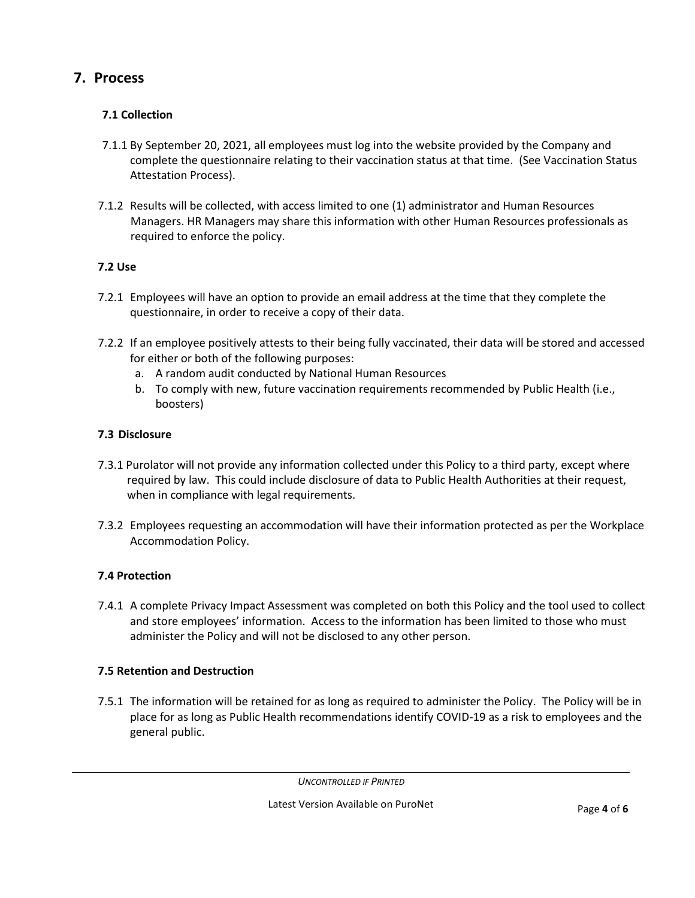## 7. Process

### 7.1 Collection

7.1.1 By September 20, 2021, all employees must log into the website provided by the Company and complete the questionnaire relating to their vaccination status at that time. (See Vaccination Status Attestation Process).

7.1.2 Results will be collected, with access limited to one (1) administrator and Human Resources Managers. HR Managers may share this information with other Human Resources professionals as required to enforce the policy.

### 7.2 Use

7.2.1 Employees will have an option to provide an email address at the time that they complete the questionnaire, in order to receive a copy of their data.

7.2.2 If an employee positively attests to their being fully vaccinated, their data will be stored and accessed for either or both of the following purposes:

a. A random audit conducted by National Human Resources
b. To comply with new, future vaccination requirements recommended by Public Health (i.e., boosters)

### 7.3 Disclosure

7.3.1 Purolator will not provide any information collected under this Policy to a third party, except where required by law. This could include disclosure of data to Public Health Authorities at their request, when in compliance with legal requirements.

7.3.2 Employees requesting an accommodation will have their information protected as per the Workplace Accommodation Policy.

### 7.4 Protection

7.4.1 A complete Privacy Impact Assessment was completed on both this Policy and the tool used to collect and store employees' information. Access to the information has been limited to those who must administer the Policy and will not be disclosed to any other person.

### 7.5 Retention and Destruction

7.5.1 The information will be retained for as long as required to administer the Policy. The Policy will be in place for as long as Public Health recommendations identify COVID-19 as a risk to employees and the general public.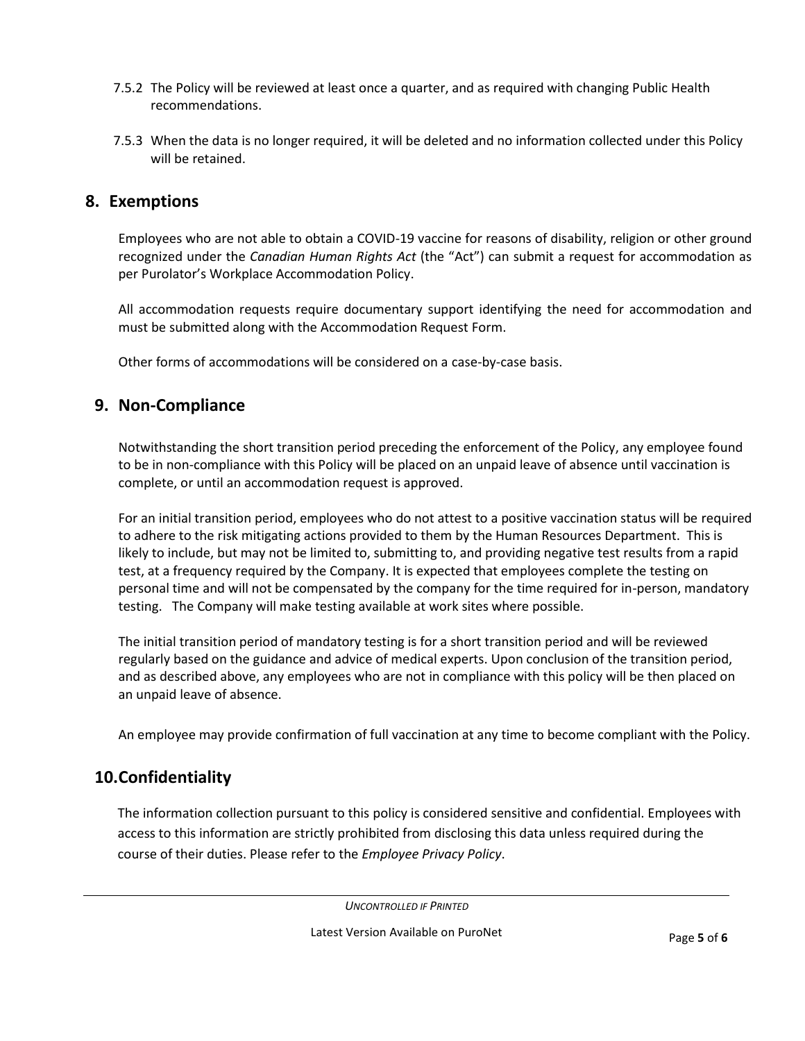7.5.2 The Policy will be reviewed at least once a quarter, and as required with changing Public Health recommendations.

7.5.3 When the data is no longer required, it will be deleted and no information collected under this Policy will be retained.

## 8. Exemptions

Employees who are not able to obtain a COVID-19 vaccine for reasons of disability, religion or other ground recognized under the *Canadian Human Rights Act* (the "Act") can submit a request for accommodation as per Purolator's Workplace Accommodation Policy.

All accommodation requests require documentary support identifying the need for accommodation and must be submitted along with the Accommodation Request Form.

Other forms of accommodations will be considered on a case-by-case basis.

## 9. Non-Compliance

Notwithstanding the short transition period preceding the enforcement of the Policy, any employee found to be in non-compliance with this Policy will be placed on an unpaid leave of absence until vaccination is complete, or until an accommodation request is approved.

For an initial transition period, employees who do not attest to a positive vaccination status will be required to adhere to the risk mitigating actions provided to them by the Human Resources Department. This is likely to include, but may not be limited to, submitting to, and providing negative test results from a rapid test, at a frequency required by the Company. It is expected that employees complete the testing on personal time and will not be compensated by the company for the time required for in-person, mandatory testing. The Company will make testing available at work sites where possible.

The initial transition period of mandatory testing is for a short transition period and will be reviewed regularly based on the guidance and advice of medical experts. Upon conclusion of the transition period, and as described above, any employees who are not in compliance with this policy will be then placed on an unpaid leave of absence.

An employee may provide confirmation of full vaccination at any time to become compliant with the Policy.

## 10. Confidentiality

The information collection pursuant to this policy is considered sensitive and confidential. Employees with access to this information are strictly prohibited from disclosing this data unless required during the course of their duties. Please refer to the *Employee Privacy Policy*.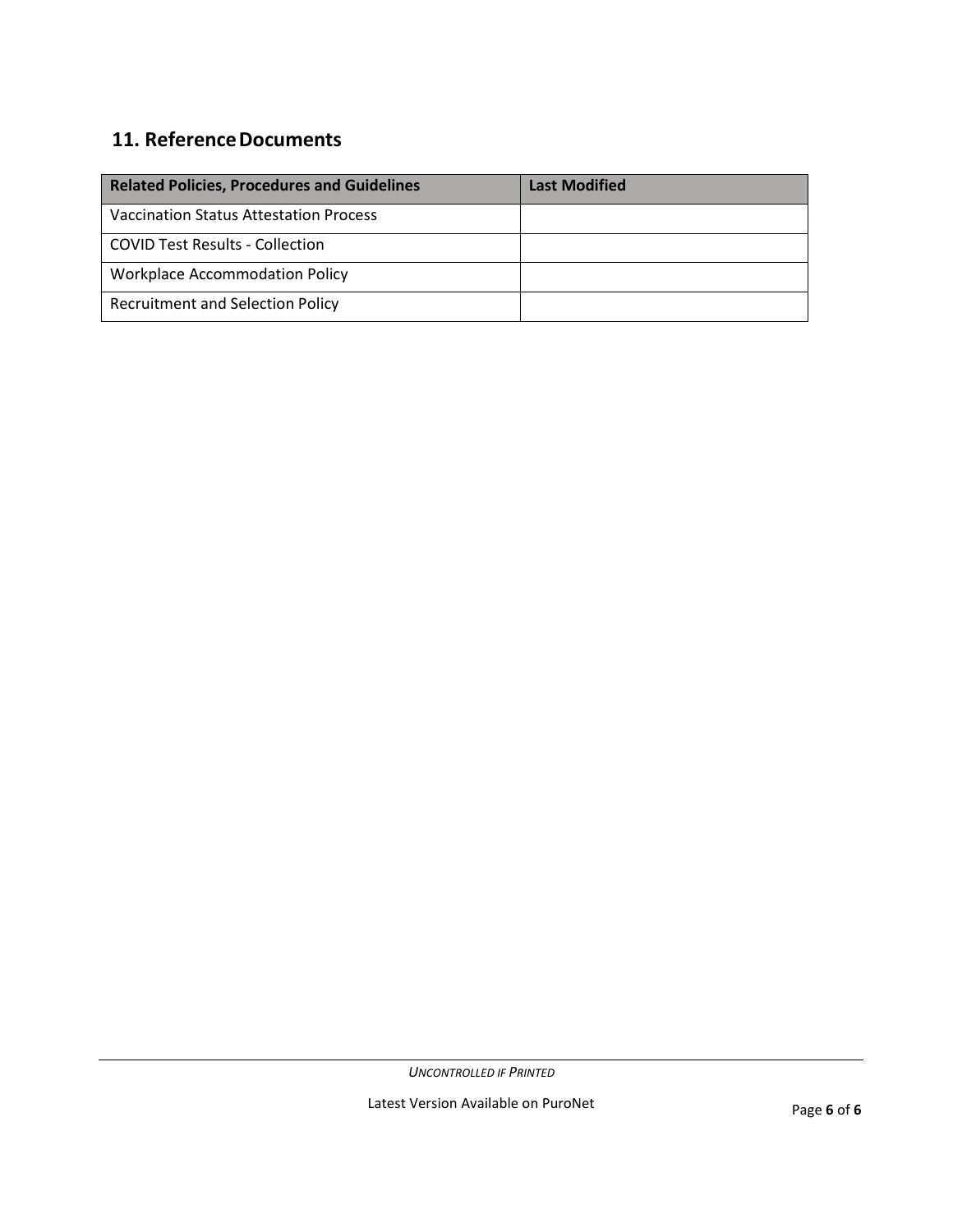## 11. Reference Documents

| Related Policies, Procedures and Guidelines | Last Modified |
| --- | --- |
| Vaccination Status Attestation Process | |
| COVID Test Results - Collection | |
| Workplace Accommodation Policy | |
| Recruitment and Selection Policy | |